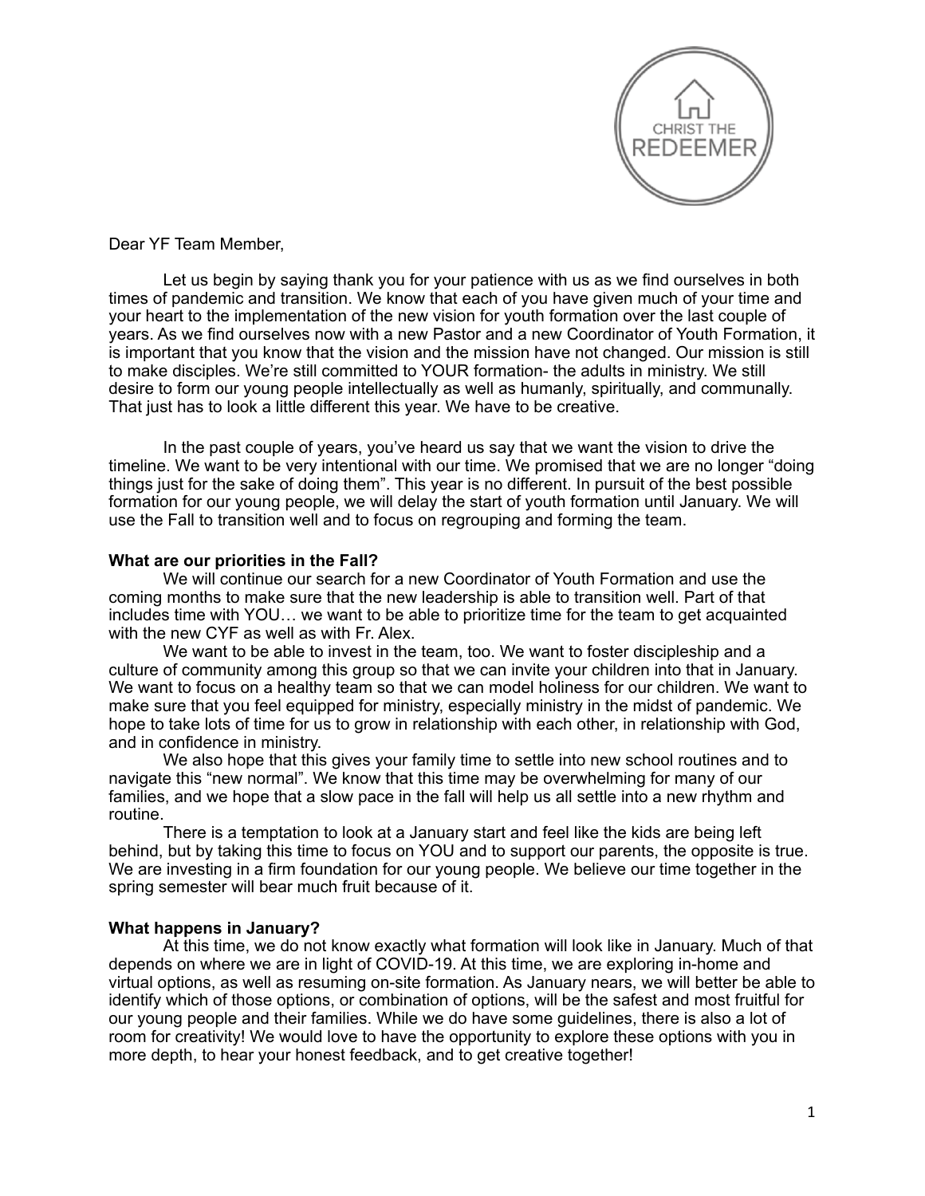CHRIST THE REDEEMER

Dear YF Team Member,

Let us begin by saying thank you for your patience with us as we find ourselves in both times of pandemic and transition. We know that each of you have given much of your time and your heart to the implementation of the new vision for youth formation over the last couple of years. As we find ourselves now with a new Pastor and a new Coordinator of Youth Formation, it is important that you know that the vision and the mission have not changed. Our mission is still to make disciples. We're still committed to YOUR formation- the adults in ministry. We still desire to form our young people intellectually as well as humanly, spiritually, and communally. That just has to look a little different this year. We have to be creative.

In the past couple of years, you've heard us say that we want the vision to drive the timeline. We want to be very intentional with our time. We promised that we are no longer "doing things just for the sake of doing them". This year is no different. In pursuit of the best possible formation for our young people, we will delay the start of youth formation until January. We will use the Fall to transition well and to focus on regrouping and forming the team.

**What are our priorities in the Fall?**

We will continue our search for a new Coordinator of Youth Formation and use the coming months to make sure that the new leadership is able to transition well. Part of that includes time with YOU… we want to be able to prioritize time for the team to get acquainted with the new CYF as well as with Fr. Alex.

We want to be able to invest in the team, too. We want to foster discipleship and a culture of community among this group so that we can invite your children into that in January. We want to focus on a healthy team so that we can model holiness for our children. We want to make sure that you feel equipped for ministry, especially ministry in the midst of pandemic. We hope to take lots of time for us to grow in relationship with each other, in relationship with God, and in confidence in ministry.

We also hope that this gives your family time to settle into new school routines and to navigate this "new normal". We know that this time may be overwhelming for many of our families, and we hope that a slow pace in the fall will help us all settle into a new rhythm and routine.

There is a temptation to look at a January start and feel like the kids are being left behind, but by taking this time to focus on YOU and to support our parents, the opposite is true. We are investing in a firm foundation for our young people. We believe our time together in the spring semester will bear much fruit because of it.

**What happens in January?**

At this time, we do not know exactly what formation will look like in January. Much of that depends on where we are in light of COVID-19. At this time, we are exploring in-home and virtual options, as well as resuming on-site formation. As January nears, we will better be able to identify which of those options, or combination of options, will be the safest and most fruitful for our young people and their families. While we do have some guidelines, there is also a lot of room for creativity! We would love to have the opportunity to explore these options with you in more depth, to hear your honest feedback, and to get creative together!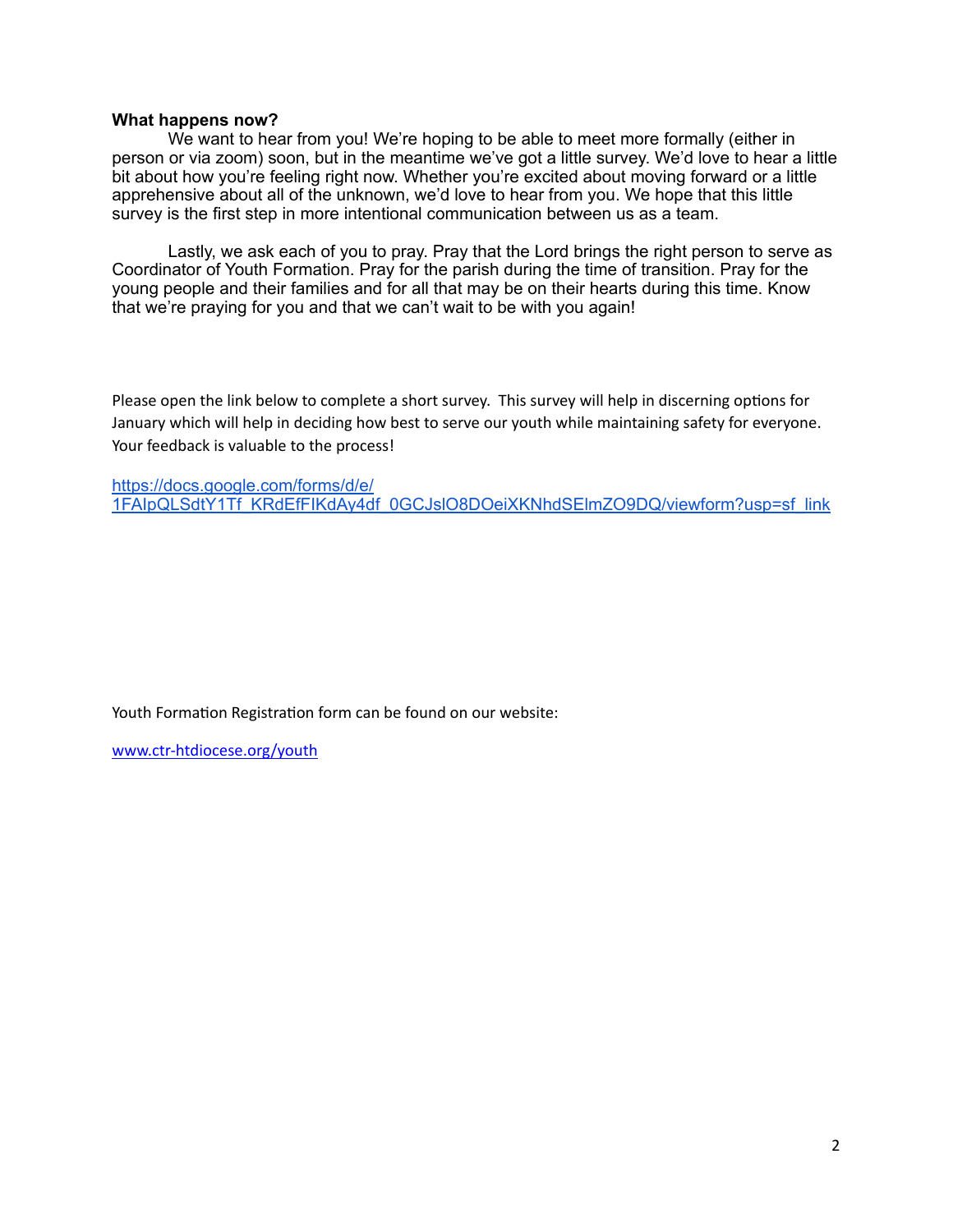**What happens now?**

We want to hear from you! We're hoping to be able to meet more formally (either in person or via zoom) soon, but in the meantime we've got a little survey. We'd love to hear a little bit about how you're feeling right now. Whether you're excited about moving forward or a little apprehensive about all of the unknown, we'd love to hear from you. We hope that this little survey is the first step in more intentional communication between us as a team.

Lastly, we ask each of you to pray. Pray that the Lord brings the right person to serve as Coordinator of Youth Formation. Pray for the parish during the time of transition. Pray for the young people and their families and for all that may be on their hearts during this time. Know that we're praying for you and that we can't wait to be with you again!

Please open the link below to complete a short survey. This survey will help in discerning options for January which will help in deciding how best to serve our youth while maintaining safety for everyone. Your feedback is valuable to the process!

https://docs.google.com/forms/d/e/1FAIpQLSdtY1Tf_KRdEfFIKdAy4df_0GCJslO8DOeiXKNhdSElmZO9DQ/viewform?usp=sf_link

Youth Formation Registration form can be found on our website:

www.ctr-htdiocese.org/youth